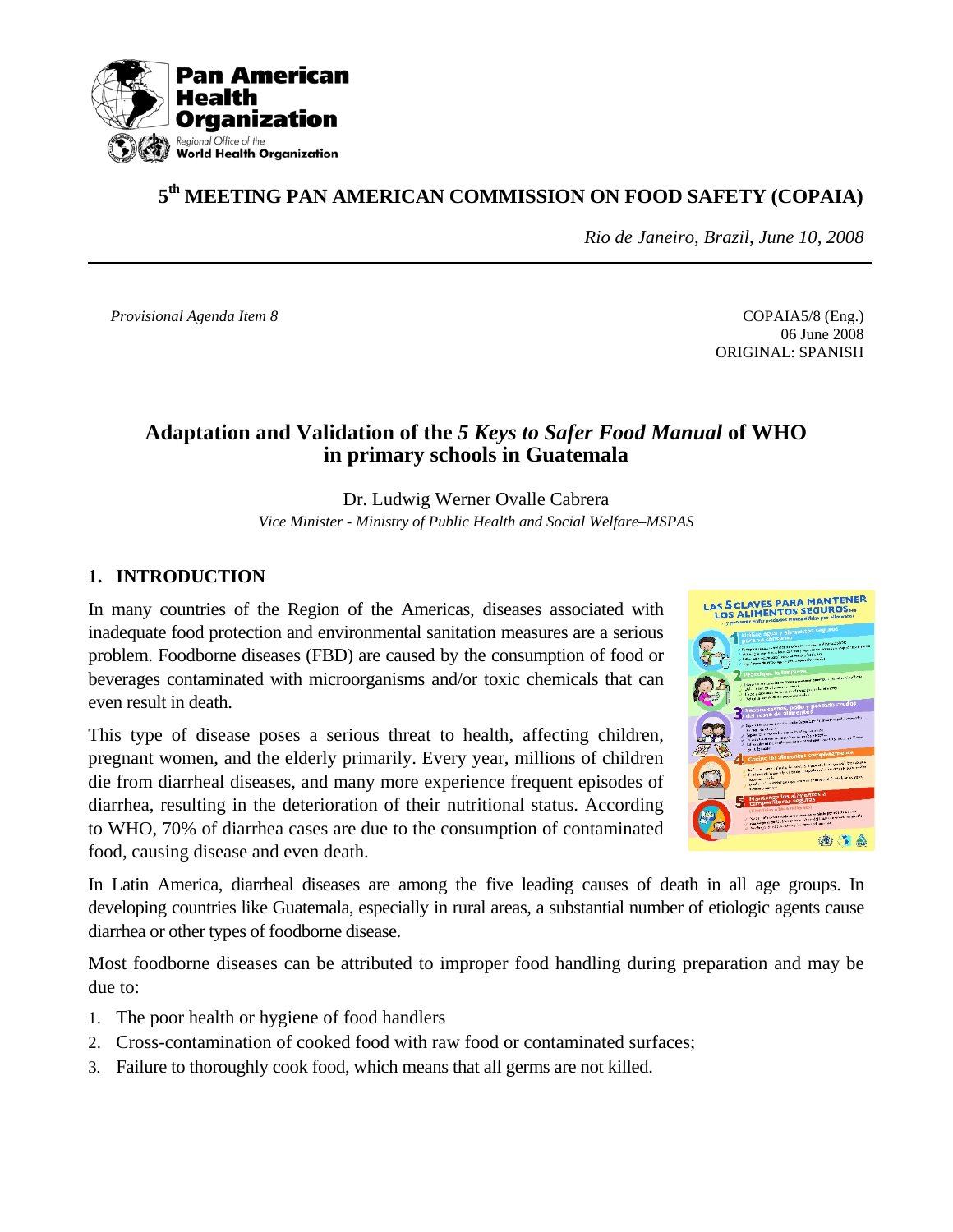**Pan American Health Organization**
Regional Office of the
**World Health Organization**

# 5th MEETING PAN AMERICAN COMMISSION ON FOOD SAFETY (COPAIA)

*Rio de Janeiro, Brazil, June 10, 2008*

---

*Provisional Agenda Item 8*

COPAIA5/8 (Eng.)
06 June 2008
ORIGINAL: SPANISH

## Adaptation and Validation of the *5 Keys to Safer Food Manual* of WHO in primary schools in Guatemala

Dr. Ludwig Werner Ovalle Cabrera
*Vice Minister - Ministry of Public Health and Social Welfare–MSPAS*

### 1. INTRODUCTION

In many countries of the Region of the Americas, diseases associated with inadequate food protection and environmental sanitation measures are a serious problem. Foodborne diseases (FBD) are caused by the consumption of food or beverages contaminated with microorganisms and/or toxic chemicals that can even result in death.

This type of disease poses a serious threat to health, affecting children, pregnant women, and the elderly primarily. Every year, millions of children die from diarrheal diseases, and many more experience frequent episodes of diarrhea, resulting in the deterioration of their nutritional status. According to WHO, 70% of diarrhea cases are due to the consumption of contaminated food, causing disease and even death.

In Latin America, diarrheal diseases are among the five leading causes of death in all age groups. In developing countries like Guatemala, especially in rural areas, a substantial number of etiologic agents cause diarrhea or other types of foodborne disease.

Most foodborne diseases can be attributed to improper food handling during preparation and may be due to:

1. The poor health or hygiene of food handlers
2. Cross-contamination of cooked food with raw food or contaminated surfaces;
3. Failure to thoroughly cook food, which means that all germs are not killed.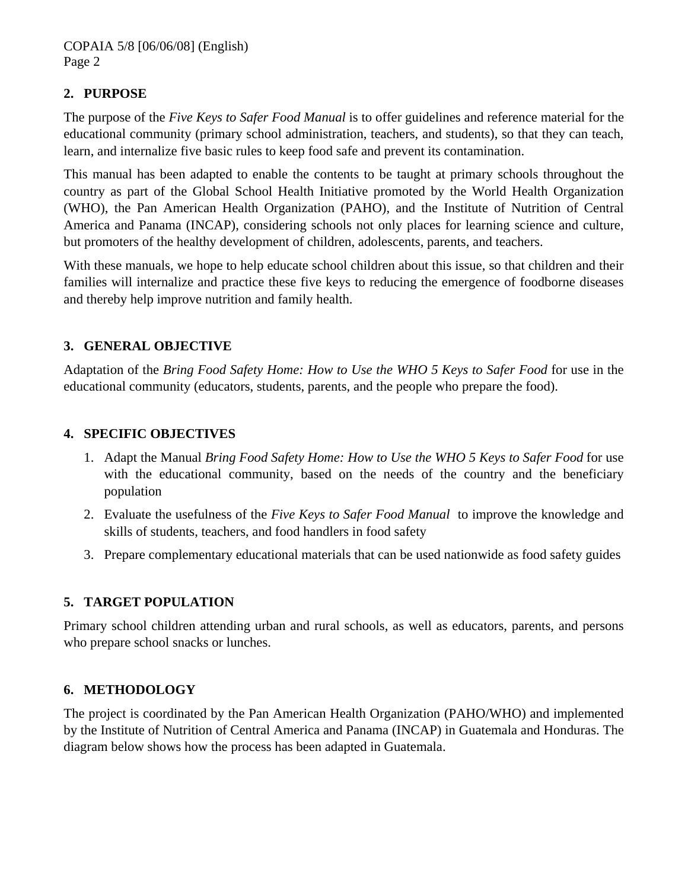## 2. PURPOSE

The purpose of the *Five Keys to Safer Food Manual* is to offer guidelines and reference material for the educational community (primary school administration, teachers, and students), so that they can teach, learn, and internalize five basic rules to keep food safe and prevent its contamination.

This manual has been adapted to enable the contents to be taught at primary schools throughout the country as part of the Global School Health Initiative promoted by the World Health Organization (WHO), the Pan American Health Organization (PAHO), and the Institute of Nutrition of Central America and Panama (INCAP), considering schools not only places for learning science and culture, but promoters of the healthy development of children, adolescents, parents, and teachers.

With these manuals, we hope to help educate school children about this issue, so that children and their families will internalize and practice these five keys to reducing the emergence of foodborne diseases and thereby help improve nutrition and family health.

## 3. GENERAL OBJECTIVE

Adaptation of the *Bring Food Safety Home: How to Use the WHO 5 Keys to Safer Food* for use in the educational community (educators, students, parents, and the people who prepare the food).

## 4. SPECIFIC OBJECTIVES

1. Adapt the Manual *Bring Food Safety Home: How to Use the WHO 5 Keys to Safer Food* for use with the educational community, based on the needs of the country and the beneficiary population
2. Evaluate the usefulness of the *Five Keys to Safer Food Manual* to improve the knowledge and skills of students, teachers, and food handlers in food safety
3. Prepare complementary educational materials that can be used nationwide as food safety guides

## 5. TARGET POPULATION

Primary school children attending urban and rural schools, as well as educators, parents, and persons who prepare school snacks or lunches.

## 6. METHODOLOGY

The project is coordinated by the Pan American Health Organization (PAHO/WHO) and implemented by the Institute of Nutrition of Central America and Panama (INCAP) in Guatemala and Honduras. The diagram below shows how the process has been adapted in Guatemala.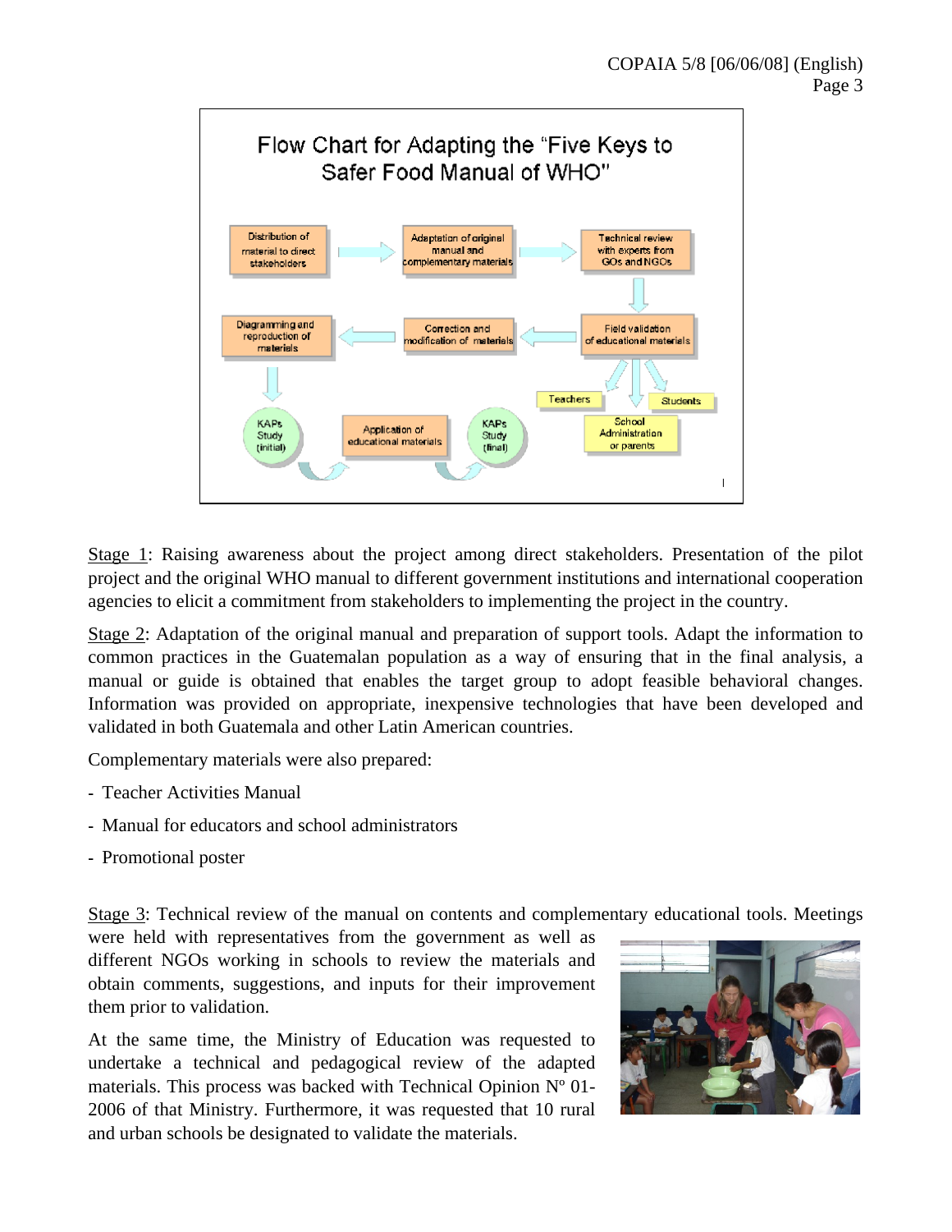**Flow Chart for Adapting the "Five Keys to Safer Food Manual of WHO"**

- Distribution of material to direct stakeholders → Adaptation of original manual and complementary materials → Technical review with experts from GOs and NGOs
- → Field validation of educational materials (Teachers, Students, School Administration or parents) → Correction and modification of materials → Diagramming and reproduction of materials
- → KAPs Study (initial) → Application of educational materials → KAPs Study (final)

Stage 1: Raising awareness about the project among direct stakeholders. Presentation of the pilot project and the original WHO manual to different government institutions and international cooperation agencies to elicit a commitment from stakeholders to implementing the project in the country.

Stage 2: Adaptation of the original manual and preparation of support tools. Adapt the information to common practices in the Guatemalan population as a way of ensuring that in the final analysis, a manual or guide is obtained that enables the target group to adopt feasible behavioral changes. Information was provided on appropriate, inexpensive technologies that have been developed and validated in both Guatemala and other Latin American countries.

Complementary materials were also prepared:

- Teacher Activities Manual
- Manual for educators and school administrators
- Promotional poster

Stage 3: Technical review of the manual on contents and complementary educational tools. Meetings were held with representatives from the government as well as different NGOs working in schools to review the materials and obtain comments, suggestions, and inputs for their improvement them prior to validation.

At the same time, the Ministry of Education was requested to undertake a technical and pedagogical review of the adapted materials. This process was backed with Technical Opinion Nº 01-2006 of that Ministry. Furthermore, it was requested that 10 rural and urban schools be designated to validate the materials.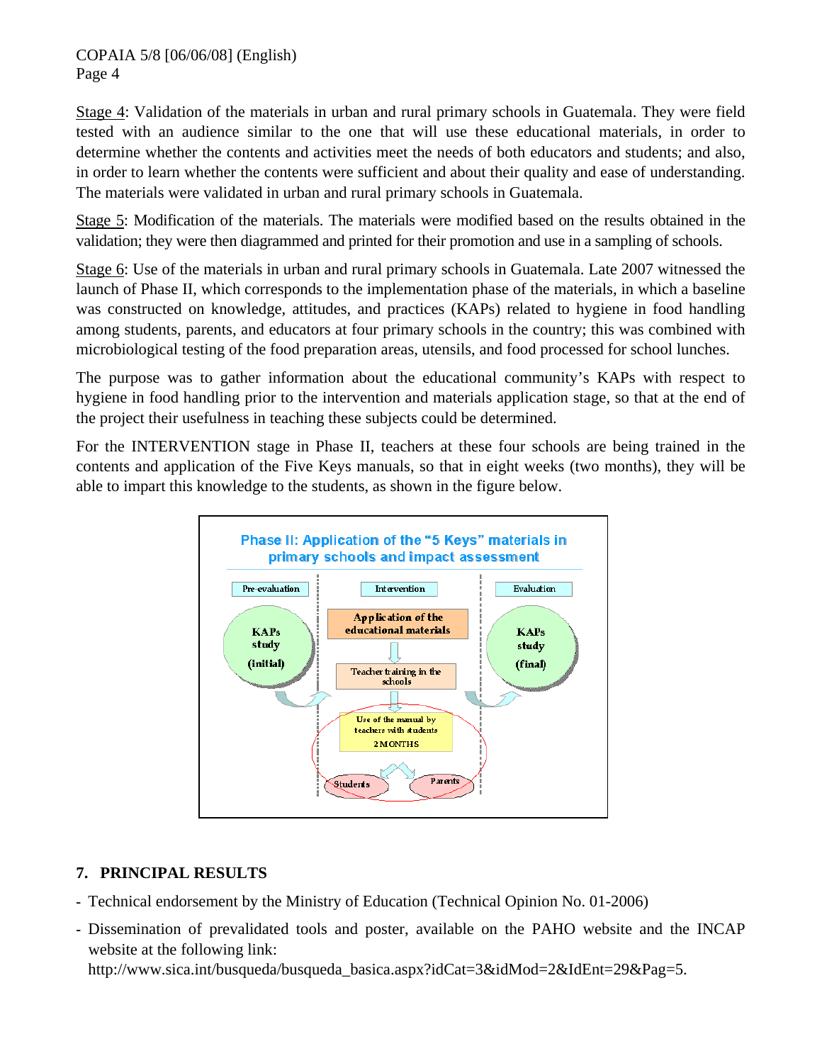Stage 4: Validation of the materials in urban and rural primary schools in Guatemala. They were field tested with an audience similar to the one that will use these educational materials, in order to determine whether the contents and activities meet the needs of both educators and students; and also, in order to learn whether the contents were sufficient and about their quality and ease of understanding. The materials were validated in urban and rural primary schools in Guatemala.

Stage 5: Modification of the materials. The materials were modified based on the results obtained in the validation; they were then diagrammed and printed for their promotion and use in a sampling of schools.

Stage 6: Use of the materials in urban and rural primary schools in Guatemala. Late 2007 witnessed the launch of Phase II, which corresponds to the implementation phase of the materials, in which a baseline was constructed on knowledge, attitudes, and practices (KAPs) related to hygiene in food handling among students, parents, and educators at four primary schools in the country; this was combined with microbiological testing of the food preparation areas, utensils, and food processed for school lunches.

The purpose was to gather information about the educational community's KAPs with respect to hygiene in food handling prior to the intervention and materials application stage, so that at the end of the project their usefulness in teaching these subjects could be determined.

For the INTERVENTION stage in Phase II, teachers at these four schools are being trained in the contents and application of the Five Keys manuals, so that in eight weeks (two months), they will be able to impart this knowledge to the students, as shown in the figure below.

**Phase II: Application of the "5 Keys" materials in primary schools and impact assessment**

- Pre-evaluation: KAPs study (initial)
- Intervention: Application of the educational materials → Teacher training in the schools → Use of the manual by teachers with students – 2 MONTHS → Students / Parents
- Evaluation: KAPs study (final)

## 7. PRINCIPAL RESULTS

- Technical endorsement by the Ministry of Education (Technical Opinion No. 01-2006)
- Dissemination of prevalidated tools and poster, available on the PAHO website and the INCAP website at the following link:
  http://www.sica.int/busqueda/busqueda_basica.aspx?idCat=3&idMod=2&IdEnt=29&Pag=5.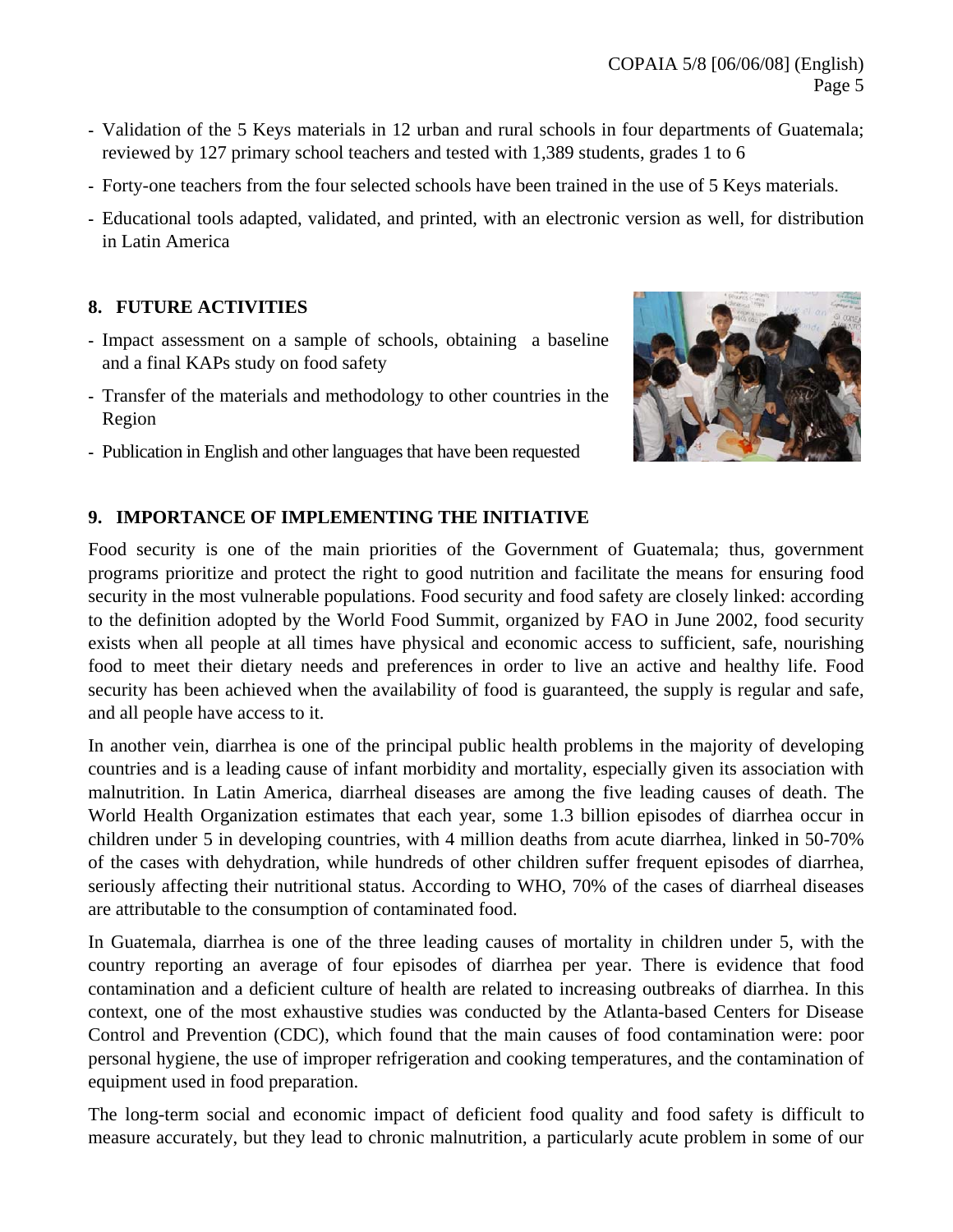- Validation of the 5 Keys materials in 12 urban and rural schools in four departments of Guatemala; reviewed by 127 primary school teachers and tested with 1,389 students, grades 1 to 6
- Forty-one teachers from the four selected schools have been trained in the use of 5 Keys materials.
- Educational tools adapted, validated, and printed, with an electronic version as well, for distribution in Latin America

## 8. FUTURE ACTIVITIES

- Impact assessment on a sample of schools, obtaining a baseline and a final KAPs study on food safety
- Transfer of the materials and methodology to other countries in the Region
- Publication in English and other languages that have been requested

## 9. IMPORTANCE OF IMPLEMENTING THE INITIATIVE

Food security is one of the main priorities of the Government of Guatemala; thus, government programs prioritize and protect the right to good nutrition and facilitate the means for ensuring food security in the most vulnerable populations. Food security and food safety are closely linked: according to the definition adopted by the World Food Summit, organized by FAO in June 2002, food security exists when all people at all times have physical and economic access to sufficient, safe, nourishing food to meet their dietary needs and preferences in order to live an active and healthy life. Food security has been achieved when the availability of food is guaranteed, the supply is regular and safe, and all people have access to it.

In another vein, diarrhea is one of the principal public health problems in the majority of developing countries and is a leading cause of infant morbidity and mortality, especially given its association with malnutrition. In Latin America, diarrheal diseases are among the five leading causes of death. The World Health Organization estimates that each year, some 1.3 billion episodes of diarrhea occur in children under 5 in developing countries, with 4 million deaths from acute diarrhea, linked in 50-70% of the cases with dehydration, while hundreds of other children suffer frequent episodes of diarrhea, seriously affecting their nutritional status. According to WHO, 70% of the cases of diarrheal diseases are attributable to the consumption of contaminated food.

In Guatemala, diarrhea is one of the three leading causes of mortality in children under 5, with the country reporting an average of four episodes of diarrhea per year. There is evidence that food contamination and a deficient culture of health are related to increasing outbreaks of diarrhea. In this context, one of the most exhaustive studies was conducted by the Atlanta-based Centers for Disease Control and Prevention (CDC), which found that the main causes of food contamination were: poor personal hygiene, the use of improper refrigeration and cooking temperatures, and the contamination of equipment used in food preparation.

The long-term social and economic impact of deficient food quality and food safety is difficult to measure accurately, but they lead to chronic malnutrition, a particularly acute problem in some of our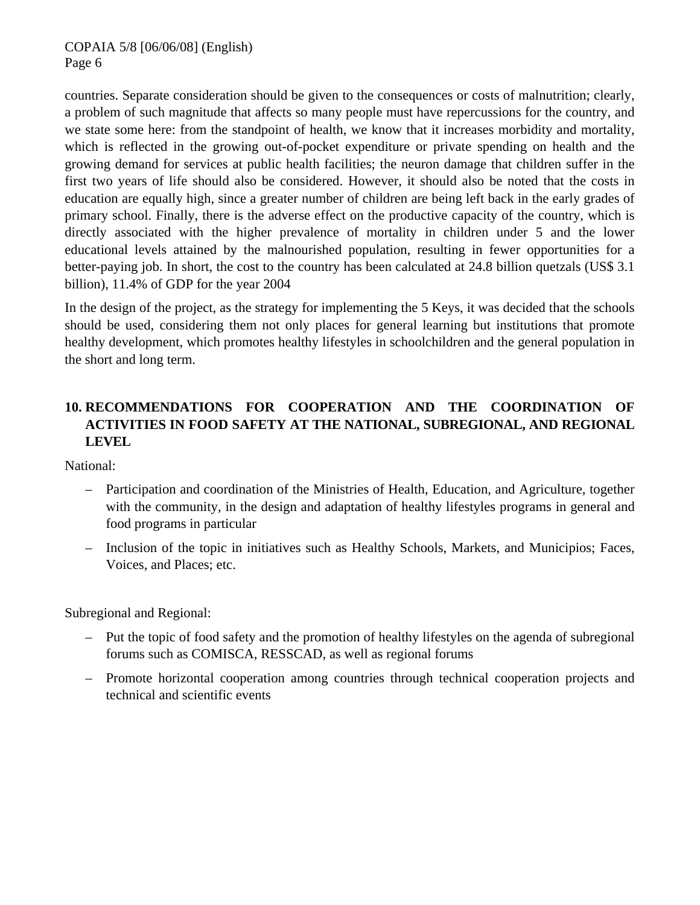countries. Separate consideration should be given to the consequences or costs of malnutrition; clearly, a problem of such magnitude that affects so many people must have repercussions for the country, and we state some here: from the standpoint of health, we know that it increases morbidity and mortality, which is reflected in the growing out-of-pocket expenditure or private spending on health and the growing demand for services at public health facilities; the neuron damage that children suffer in the first two years of life should also be considered. However, it should also be noted that the costs in education are equally high, since a greater number of children are being left back in the early grades of primary school. Finally, there is the adverse effect on the productive capacity of the country, which is directly associated with the higher prevalence of mortality in children under 5 and the lower educational levels attained by the malnourished population, resulting in fewer opportunities for a better-paying job. In short, the cost to the country has been calculated at 24.8 billion quetzals (US$ 3.1 billion), 11.4% of GDP for the year 2004

In the design of the project, as the strategy for implementing the 5 Keys, it was decided that the schools should be used, considering them not only places for general learning but institutions that promote healthy development, which promotes healthy lifestyles in schoolchildren and the general population in the short and long term.

## 10. RECOMMENDATIONS FOR COOPERATION AND THE COORDINATION OF ACTIVITIES IN FOOD SAFETY AT THE NATIONAL, SUBREGIONAL, AND REGIONAL LEVEL

National:

- Participation and coordination of the Ministries of Health, Education, and Agriculture, together with the community, in the design and adaptation of healthy lifestyles programs in general and food programs in particular
- Inclusion of the topic in initiatives such as Healthy Schools, Markets, and Municipios; Faces, Voices, and Places; etc.

Subregional and Regional:

- Put the topic of food safety and the promotion of healthy lifestyles on the agenda of subregional forums such as COMISCA, RESSCAD, as well as regional forums
- Promote horizontal cooperation among countries through technical cooperation projects and technical and scientific events